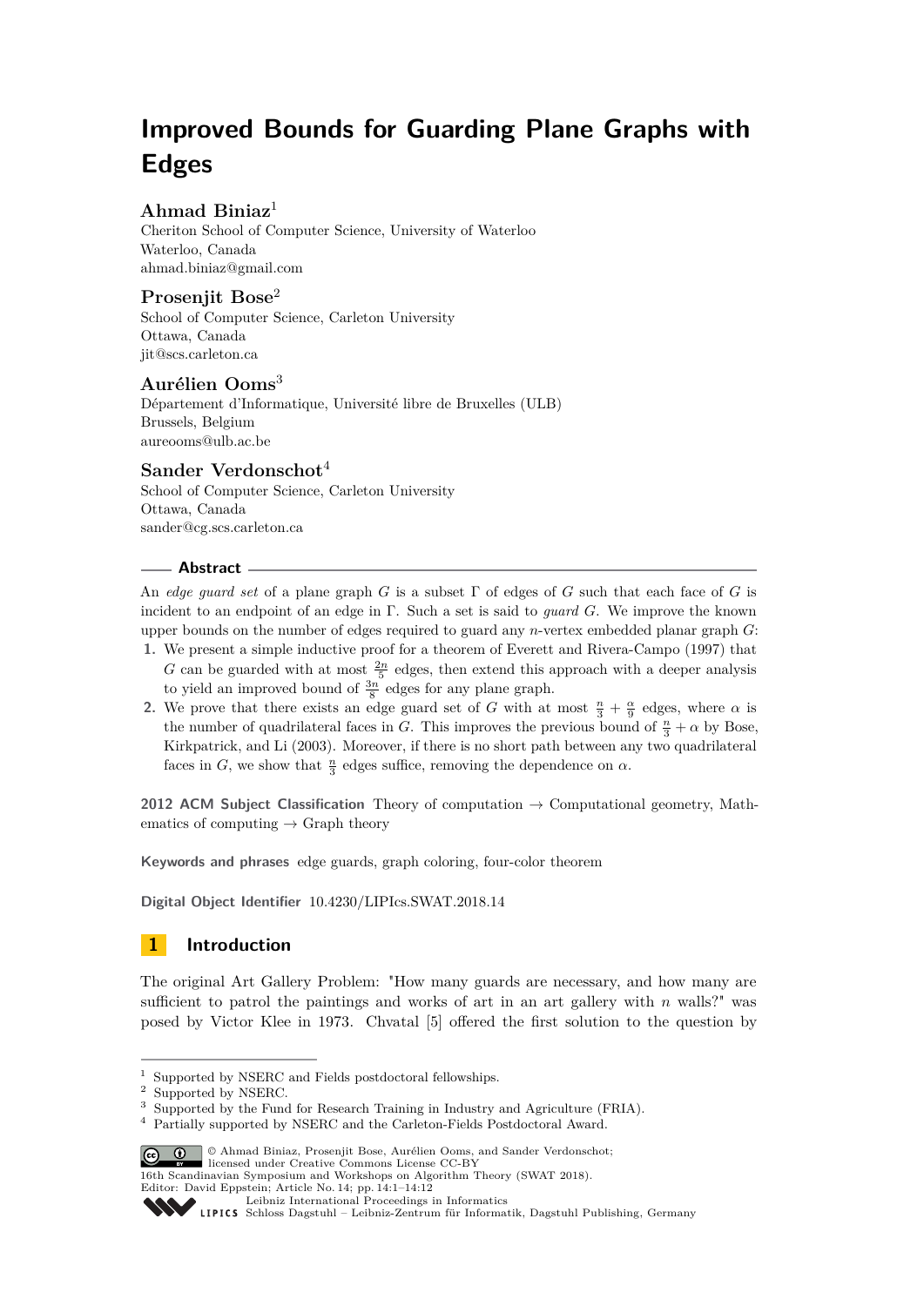# Improved Bounds for Guarding Plane Graphs with Edges

**Ahmad Biniaz**[1]
Cheriton School of Computer Science, University of Waterloo
Waterloo, Canada
ahmad.biniaz@gmail.com

**Prosenjit Bose**[2]
School of Computer Science, Carleton University
Ottawa, Canada
jit@scs.carleton.ca

**Aurélien Ooms**[3]
Département d'Informatique, Université libre de Bruxelles (ULB)
Brussels, Belgium
aureooms@ulb.ac.be

**Sander Verdonschot**[4]
School of Computer Science, Carleton University
Ottawa, Canada
sander@cg.scs.carleton.ca

## Abstract

An *edge guard set* of a plane graph $G$ is a subset $\Gamma$ of edges of $G$ such that each face of $G$ is incident to an endpoint of an edge in $\Gamma$. Such a set is said to *guard* $G$. We improve the known upper bounds on the number of edges required to guard any $n$-vertex embedded planar graph $G$:

1. We present a simple inductive proof for a theorem of Everett and Rivera-Campo (1997) that $G$ can be guarded with at most $\frac{2n}{5}$ edges, then extend this approach with a deeper analysis to yield an improved bound of $\frac{3n}{8}$ edges for any plane graph.
2. We prove that there exists an edge guard set of $G$ with at most $\frac{n}{3} + \frac{\alpha}{9}$ edges, where $\alpha$ is the number of quadrilateral faces in $G$. This improves the previous bound of $\frac{n}{3} + \alpha$ by Bose, Kirkpatrick, and Li (2003). Moreover, if there is no short path between any two quadrilateral faces in $G$, we show that $\frac{n}{3}$ edges suffice, removing the dependence on $\alpha$.

**2012 ACM Subject Classification** Theory of computation → Computational geometry, Mathematics of computing → Graph theory

**Keywords and phrases** edge guards, graph coloring, four-color theorem

**Digital Object Identifier** 10.4230/LIPIcs.SWAT.2018.14

## 1 Introduction

The original Art Gallery Problem: "How many guards are necessary, and how many are sufficient to patrol the paintings and works of art in an art gallery with $n$ walls?" was posed by Victor Klee in 1973. Chvatal [5] offered the first solution to the question by

---

[1] Supported by NSERC and Fields postdoctoral fellowships.
[2] Supported by NSERC.
[3] Supported by the Fund for Research Training in Industry and Agriculture (FRIA).
[4] Partially supported by NSERC and the Carleton-Fields Postdoctoral Award.

© Ahmad Biniaz, Prosenjit Bose, Aurélien Ooms, and Sander Verdonschot; licensed under Creative Commons License CC-BY
16th Scandinavian Symposium and Workshops on Algorithm Theory (SWAT 2018).
Editor: David Eppstein; Article No. 14; pp. 14:1–14:12
Leibniz International Proceedings in Informatics
Schloss Dagstuhl – Leibniz-Zentrum für Informatik, Dagstuhl Publishing, Germany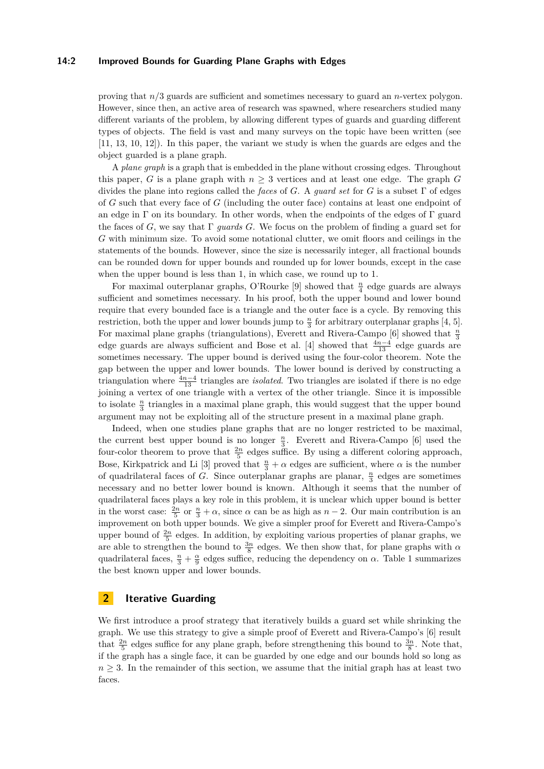proving that $n/3$ guards are sufficient and sometimes necessary to guard an $n$-vertex polygon. However, since then, an active area of research was spawned, where researchers studied many different variants of the problem, by allowing different types of guards and guarding different types of objects. The field is vast and many surveys on the topic have been written (see [11, 13, 10, 12]). In this paper, the variant we study is when the guards are edges and the object guarded is a plane graph.

A *plane graph* is a graph that is embedded in the plane without crossing edges. Throughout this paper, $G$ is a plane graph with $n \geq 3$ vertices and at least one edge. The graph $G$ divides the plane into regions called the *faces* of $G$. A *guard set* for $G$ is a subset $\Gamma$ of edges of $G$ such that every face of $G$ (including the outer face) contains at least one endpoint of an edge in $\Gamma$ on its boundary. In other words, when the endpoints of the edges of $\Gamma$ guard the faces of $G$, we say that $\Gamma$ *guards* $G$. We focus on the problem of finding a guard set for $G$ with minimum size. To avoid some notational clutter, we omit floors and ceilings in the statements of the bounds. However, since the size is necessarily integer, all fractional bounds can be rounded down for upper bounds and rounded up for lower bounds, except in the case when the upper bound is less than 1, in which case, we round up to 1.

For maximal outerplanar graphs, O'Rourke [9] showed that $\frac{n}{4}$ edge guards are always sufficient and sometimes necessary. In his proof, both the upper bound and lower bound require that every bounded face is a triangle and the outer face is a cycle. By removing this restriction, both the upper and lower bounds jump to $\frac{n}{3}$ for arbitrary outerplanar graphs [4, 5]. For maximal plane graphs (triangulations), Everett and Rivera-Campo [6] showed that $\frac{n}{3}$ edge guards are always sufficient and Bose et al. [4] showed that $\frac{4n-4}{13}$ edge guards are sometimes necessary. The upper bound is derived using the four-color theorem. Note the gap between the upper and lower bounds. The lower bound is derived by constructing a triangulation where $\frac{4n-4}{13}$ triangles are *isolated*. Two triangles are isolated if there is no edge joining a vertex of one triangle with a vertex of the other triangle. Since it is impossible to isolate $\frac{n}{3}$ triangles in a maximal plane graph, this would suggest that the upper bound argument may not be exploiting all of the structure present in a maximal plane graph.

Indeed, when one studies plane graphs that are no longer restricted to be maximal, the current best upper bound is no longer $\frac{n}{3}$. Everett and Rivera-Campo [6] used the four-color theorem to prove that $\frac{2n}{5}$ edges suffice. By using a different coloring approach, Bose, Kirkpatrick and Li [3] proved that $\frac{n}{3} + \alpha$ edges are sufficient, where $\alpha$ is the number of quadrilateral faces of $G$. Since outerplanar graphs are planar, $\frac{n}{3}$ edges are sometimes necessary and no better lower bound is known. Although it seems that the number of quadrilateral faces plays a key role in this problem, it is unclear which upper bound is better in the worst case: $\frac{2n}{5}$ or $\frac{n}{3} + \alpha$, since $\alpha$ can be as high as $n - 2$. Our main contribution is an improvement on both upper bounds. We give a simpler proof for Everett and Rivera-Campo's upper bound of $\frac{2n}{5}$ edges. In addition, by exploiting various properties of planar graphs, we are able to strengthen the bound to $\frac{3n}{8}$ edges. We then show that, for plane graphs with $\alpha$ quadrilateral faces, $\frac{n}{3} + \frac{\alpha}{9}$ edges suffice, reducing the dependency on $\alpha$. Table 1 summarizes the best known upper and lower bounds.

## 2 Iterative Guarding

We first introduce a proof strategy that iteratively builds a guard set while shrinking the graph. We use this strategy to give a simple proof of Everett and Rivera-Campo's [6] result that $\frac{2n}{5}$ edges suffice for any plane graph, before strengthening this bound to $\frac{3n}{8}$. Note that, if the graph has a single face, it can be guarded by one edge and our bounds hold so long as $n \geq 3$. In the remainder of this section, we assume that the initial graph has at least two faces.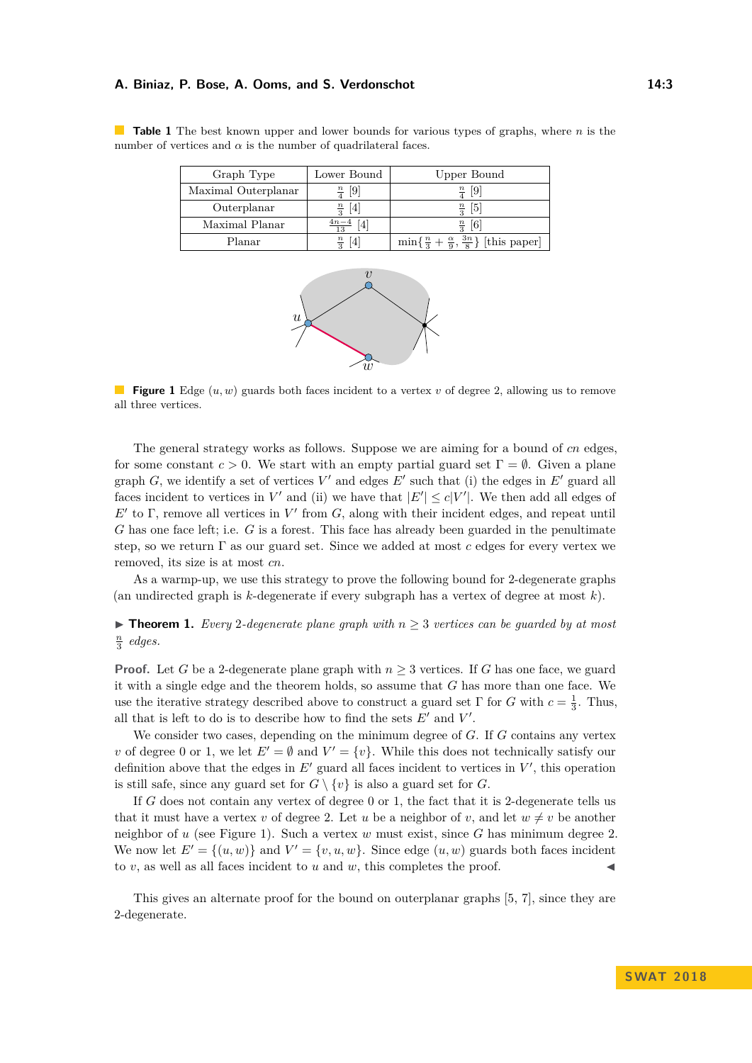**Table 1** The best known upper and lower bounds for various types of graphs, where $n$ is the number of vertices and $\alpha$ is the number of quadrilateral faces.

| Graph Type | Lower Bound | Upper Bound |
|---|---|---|
| Maximal Outerplanar | $\frac{n}{4}$ [9] | $\frac{n}{4}$ [9] |
| Outerplanar | $\frac{n}{3}$ [4] | $\frac{n}{3}$ [5] |
| Maximal Planar | $\frac{4n-4}{13}$ [4] | $\frac{n}{3}$ [6] |
| Planar | $\frac{n}{3}$ [4] | $\min\{\frac{n}{3}+\frac{\alpha}{9}, \frac{3n}{8}\}$ [this paper] |

**Figure 1** Edge $(u, w)$ guards both faces incident to a vertex $v$ of degree 2, allowing us to remove all three vertices.

The general strategy works as follows. Suppose we are aiming for a bound of $cn$ edges, for some constant $c > 0$. We start with an empty partial guard set $\Gamma = \emptyset$. Given a plane graph $G$, we identify a set of vertices $V'$ and edges $E'$ such that (i) the edges in $E'$ guard all faces incident to vertices in $V'$ and (ii) we have that $|E'| \leq c|V'|$. We then add all edges of $E'$ to $\Gamma$, remove all vertices in $V'$ from $G$, along with their incident edges, and repeat until $G$ has one face left; i.e. $G$ is a forest. This face has already been guarded in the penultimate step, so we return $\Gamma$ as our guard set. Since we added at most $c$ edges for every vertex we removed, its size is at most $cn$.

As a warm-up, we use this strategy to prove the following bound for 2-degenerate graphs (an undirected graph is $k$-degenerate if every subgraph has a vertex of degree at most $k$).

▶ **Theorem 1.** *Every 2-degenerate plane graph with $n \geq 3$ vertices can be guarded by at most $\frac{n}{3}$ edges.*

**Proof.** Let $G$ be a 2-degenerate plane graph with $n \geq 3$ vertices. If $G$ has one face, we guard it with a single edge and the theorem holds, so assume that $G$ has more than one face. We use the iterative strategy described above to construct a guard set $\Gamma$ for $G$ with $c = \frac{1}{3}$. Thus, all that is left to do is to describe how to find the sets $E'$ and $V'$.

We consider two cases, depending on the minimum degree of $G$. If $G$ contains any vertex $v$ of degree 0 or 1, we let $E' = \emptyset$ and $V' = \{v\}$. While this does not technically satisfy our definition above that the edges in $E'$ guard all faces incident to vertices in $V'$, this operation is still safe, since any guard set for $G \setminus \{v\}$ is also a guard set for $G$.

If $G$ does not contain any vertex of degree 0 or 1, the fact that it is 2-degenerate tells us that it must have a vertex $v$ of degree 2. Let $u$ be a neighbor of $v$, and let $w \neq v$ be another neighbor of $u$ (see Figure 1). Such a vertex $w$ must exist, since $G$ has minimum degree 2. We now let $E' = \{(u, w)\}$ and $V' = \{v, u, w\}$. Since edge $(u, w)$ guards both faces incident to $v$, as well as all faces incident to $u$ and $w$, this completes the proof. ◀

This gives an alternate proof for the bound on outerplanar graphs [5, 7], since they are 2-degenerate.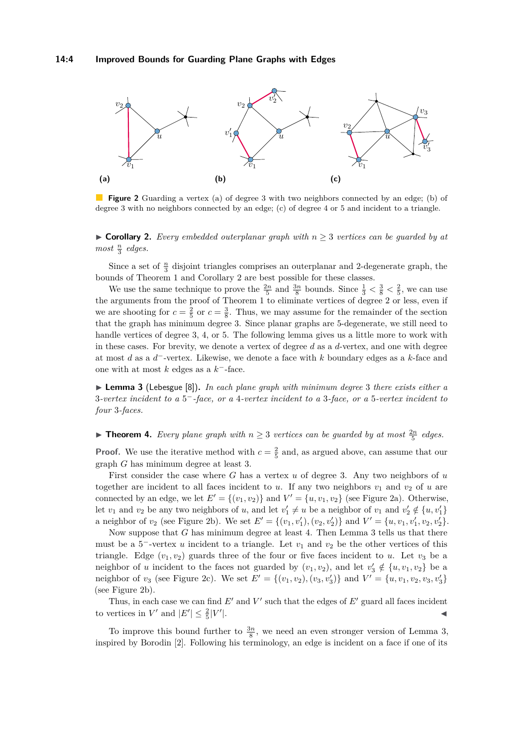**Figure 2** Guarding a vertex (a) of degree 3 with two neighbors connected by an edge; (b) of degree 3 with no neighbors connected by an edge; (c) of degree 4 or 5 and incident to a triangle.

▶ **Corollary 2.** *Every embedded outerplanar graph with $n \geq 3$ vertices can be guarded by at most $\frac{n}{3}$ edges.*

Since a set of $\frac{n}{3}$ disjoint triangles comprises an outerplanar and 2-degenerate graph, the bounds of Theorem 1 and Corollary 2 are best possible for these classes.

We use the same technique to prove the $\frac{2n}{5}$ and $\frac{3n}{8}$ bounds. Since $\frac{1}{3} < \frac{3}{8} < \frac{2}{5}$, we can use the arguments from the proof of Theorem 1 to eliminate vertices of degree 2 or less, even if we are shooting for $c = \frac{2}{5}$ or $c = \frac{3}{8}$. Thus, we may assume for the remainder of the section that the graph has minimum degree 3. Since planar graphs are 5-degenerate, we still need to handle vertices of degree 3, 4, or 5. The following lemma gives us a little more to work with in these cases. For brevity, we denote a vertex of degree $d$ as a $d$-vertex, and one with degree at most $d$ as a $d^-$-vertex. Likewise, we denote a face with $k$ boundary edges as a $k$-face and one with at most $k$ edges as a $k^-$-face.

▶ **Lemma 3** (Lebesgue [8])**.** *In each plane graph with minimum degree 3 there exists either a 3-vertex incident to a $5^-$-face, or a 4-vertex incident to a 3-face, or a 5-vertex incident to four 3-faces.*

▶ **Theorem 4.** *Every plane graph with $n \geq 3$ vertices can be guarded by at most $\frac{2n}{5}$ edges.*

**Proof.** We use the iterative method with $c = \frac{2}{5}$ and, as argued above, can assume that our graph $G$ has minimum degree at least 3.

First consider the case where $G$ has a vertex $u$ of degree 3. Any two neighbors of $u$ together are incident to all faces incident to $u$. If any two neighbors $v_1$ and $v_2$ of $u$ are connected by an edge, we let $E' = \{(v_1, v_2)\}$ and $V' = \{u, v_1, v_2\}$ (see Figure 2a). Otherwise, let $v_1$ and $v_2$ be any two neighbors of $u$, and let $v_1' \neq u$ be a neighbor of $v_1$ and $v_2' \notin \{u, v_1'\}$ a neighbor of $v_2$ (see Figure 2b). We set $E' = \{(v_1, v_1'), (v_2, v_2')\}$ and $V' = \{u, v_1, v_1', v_2, v_2'\}$.

Now suppose that $G$ has minimum degree at least 4. Then Lemma 3 tells us that there must be a $5^-$-vertex $u$ incident to a triangle. Let $v_1$ and $v_2$ be the other vertices of this triangle. Edge $(v_1, v_2)$ guards three of the four or five faces incident to $u$. Let $v_3$ be a neighbor of $u$ incident to the faces not guarded by $(v_1, v_2)$, and let $v_3' \notin \{u, v_1, v_2\}$ be a neighbor of $v_3$ (see Figure 2c). We set $E' = \{(v_1, v_2), (v_3, v_3')\}$ and $V' = \{u, v_1, v_2, v_3, v_3'\}$ (see Figure 2b).

Thus, in each case we can find $E'$ and $V'$ such that the edges of $E'$ guard all faces incident to vertices in $V'$ and $|E'| \leq \frac{2}{5}|V'|$. ◀

To improve this bound further to $\frac{3n}{8}$, we need an even stronger version of Lemma 3, inspired by Borodin [2]. Following his terminology, an edge is incident on a face if one of its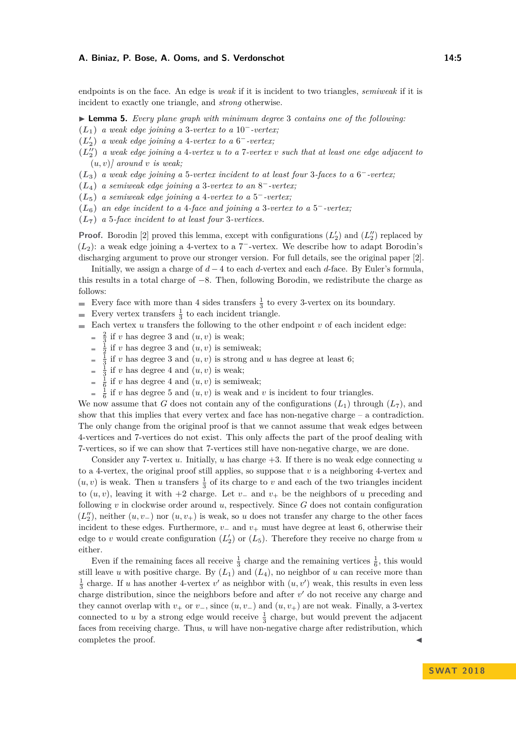endpoints is on the face. An edge is *weak* if it is incident to two triangles, *semiweak* if it is incident to exactly one triangle, and *strong* otherwise.

▶ **Lemma 5.** *Every plane graph with minimum degree 3 contains one of the following:*

($L_1$) *a weak edge joining a 3-vertex to a $10^-$-vertex;*

($L_2'$) *a weak edge joining a 4-vertex to a $6^-$-vertex;*

($L_2''$) *a weak edge joining a 4-vertex $u$ to a 7-vertex $v$ such that at least one edge adjacent to $(u, v)$] around $v$ is weak;*

($L_3$) *a weak edge joining a 5-vertex incident to at least four 3-faces to a $6^-$-vertex;*

($L_4$) *a semiweak edge joining a 3-vertex to an $8^-$-vertex;*

($L_5$) *a semiweak edge joining a 4-vertex to a $5^-$-vertex;*

($L_6$) *an edge incident to a 4-face and joining a 3-vertex to a $5^-$-vertex;*

($L_7$) *a 5-face incident to at least four 3-vertices.*

**Proof.** Borodin [2] proved this lemma, except with configurations ($L_2'$) and ($L_2''$) replaced by ($L_2$): a weak edge joining a 4-vertex to a $7^-$-vertex. We describe how to adapt Borodin's discharging argument to prove our stronger version. For full details, see the original paper [2].

Initially, we assign a charge of $d - 4$ to each $d$-vertex and each $d$-face. By Euler's formula, this results in a total charge of $-8$. Then, following Borodin, we redistribute the charge as follows:

- Every face with more than 4 sides transfers $\frac{1}{3}$ to every 3-vertex on its boundary.
- Every vertex transfers $\frac{1}{3}$ to each incident triangle.
- Each vertex $u$ transfers the following to the other endpoint $v$ of each incident edge:
  - $\frac{2}{3}$ if $v$ has degree 3 and $(u, v)$ is weak;
  - $\frac{1}{2}$ if $v$ has degree 3 and $(u, v)$ is semiweak;
  - $\frac{1}{3}$ if $v$ has degree 3 and $(u, v)$ is strong and $u$ has degree at least 6;
  - $\frac{1}{3}$ if $v$ has degree 4 and $(u, v)$ is weak;
  - $\frac{1}{6}$ if $v$ has degree 4 and $(u, v)$ is semiweak;
  - $\frac{1}{6}$ if $v$ has degree 5 and $(u, v)$ is weak and $v$ is incident to four triangles.

We now assume that $G$ does not contain any of the configurations ($L_1$) through ($L_7$), and show that this implies that every vertex and face has non-negative charge – a contradiction. The only change from the original proof is that we cannot assume that weak edges between 4-vertices and 7-vertices do not exist. This only affects the part of the proof dealing with 7-vertices, so if we can show that 7-vertices still have non-negative charge, we are done.

Consider any 7-vertex $u$. Initially, $u$ has charge $+3$. If there is no weak edge connecting $u$ to a 4-vertex, the original proof still applies, so suppose that $v$ is a neighboring 4-vertex and $(u, v)$ is weak. Then $u$ transfers $\frac{1}{3}$ of its charge to $v$ and each of the two triangles incident to $(u, v)$, leaving it with $+2$ charge. Let $v_-$ and $v_+$ be the neighbors of $u$ preceding and following $v$ in clockwise order around $u$, respectively. Since $G$ does not contain configuration ($L_2''$), neither $(u, v_-)$ nor $(u, v_+)$ is weak, so $u$ does not transfer any charge to the other faces incident to these edges. Furthermore, $v_-$ and $v_+$ must have degree at least 6, otherwise their edge to $v$ would create configuration ($L_2'$) or ($L_5$). Therefore they receive no charge from $u$ either.

Even if the remaining faces all receive $\frac{1}{3}$ charge and the remaining vertices $\frac{1}{6}$, this would still leave $u$ with positive charge. By ($L_1$) and ($L_4$), no neighbor of $u$ can receive more than $\frac{1}{3}$ charge. If $u$ has another 4-vertex $v'$ as neighbor with $(u, v')$ weak, this results in even less charge distribution, since the neighbors before and after $v'$ do not receive any charge and they cannot overlap with $v_+$ or $v_-$, since $(u, v_-)$ and $(u, v_+)$ are not weak. Finally, a 3-vertex connected to $u$ by a strong edge would receive $\frac{1}{3}$ charge, but would prevent the adjacent faces from receiving charge. Thus, $u$ will have non-negative charge after redistribution, which completes the proof. ◀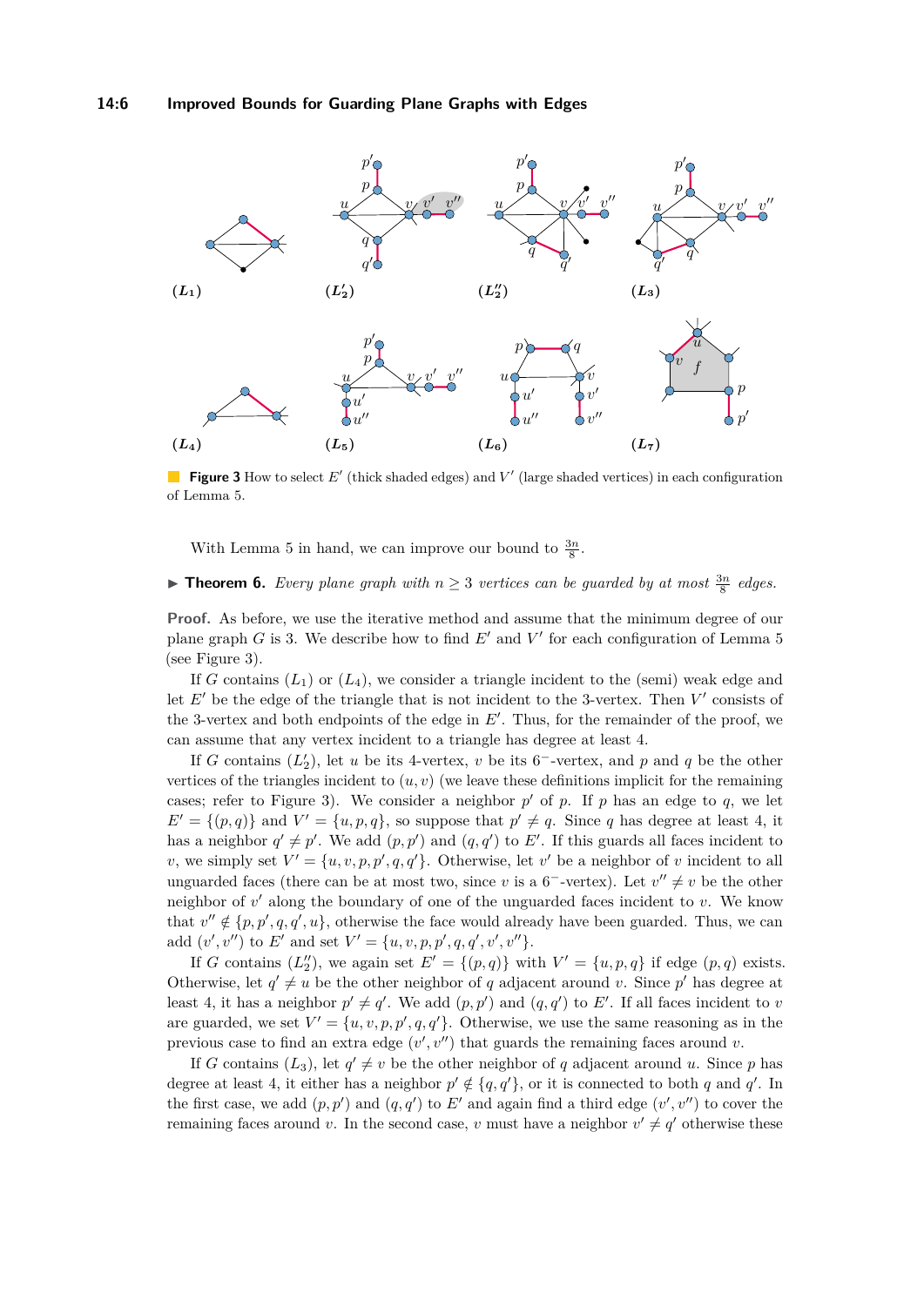**Figure 3** How to select $E'$ (thick shaded edges) and $V'$ (large shaded vertices) in each configuration of Lemma 5.

With Lemma 5 in hand, we can improve our bound to $\frac{3n}{8}$.

▶ **Theorem 6.** *Every plane graph with $n \geq 3$ vertices can be guarded by at most $\frac{3n}{8}$ edges.*

**Proof.** As before, we use the iterative method and assume that the minimum degree of our plane graph $G$ is 3. We describe how to find $E'$ and $V'$ for each configuration of Lemma 5 (see Figure 3).

If $G$ contains $(L_1)$ or $(L_4)$, we consider a triangle incident to the (semi) weak edge and let $E'$ be the edge of the triangle that is not incident to the 3-vertex. Then $V'$ consists of the 3-vertex and both endpoints of the edge in $E'$. Thus, for the remainder of the proof, we can assume that any vertex incident to a triangle has degree at least 4.

If $G$ contains $(L'_2)$, let $u$ be its 4-vertex, $v$ be its $6^-$-vertex, and $p$ and $q$ be the other vertices of the triangles incident to $(u, v)$ (we leave these definitions implicit for the remaining cases; refer to Figure 3). We consider a neighbor $p'$ of $p$. If $p$ has an edge to $q$, we let $E' = \{(p, q)\}$ and $V' = \{u, p, q\}$, so suppose that $p' \neq q$. Since $q$ has degree at least 4, it has a neighbor $q' \neq p'$. We add $(p, p')$ and $(q, q')$ to $E'$. If this guards all faces incident to $v$, we simply set $V' = \{u, v, p, p', q, q'\}$. Otherwise, let $v'$ be a neighbor of $v$ incident to all unguarded faces (there can be at most two, since $v$ is a $6^-$-vertex). Let $v'' \neq v$ be the other neighbor of $v'$ along the boundary of one of the unguarded faces incident to $v$. We know that $v'' \notin \{p, p', q, q', u\}$, otherwise the face would already have been guarded. Thus, we can add $(v', v'')$ to $E'$ and set $V' = \{u, v, p, p', q, q', v', v''\}$.

If $G$ contains $(L''_2)$, we again set $E' = \{(p, q)\}$ with $V' = \{u, p, q\}$ if edge $(p, q)$ exists. Otherwise, let $q' \neq u$ be the other neighbor of $q$ adjacent around $v$. Since $p'$ has degree at least 4, it has a neighbor $p' \neq q'$. We add $(p, p')$ and $(q, q')$ to $E'$. If all faces incident to $v$ are guarded, we set $V' = \{u, v, p, p', q, q'\}$. Otherwise, we use the same reasoning as in the previous case to find an extra edge $(v', v'')$ that guards the remaining faces around $v$.

If $G$ contains $(L_3)$, let $q' \neq v$ be the other neighbor of $q$ adjacent around $u$. Since $p$ has degree at least 4, it either has a neighbor $p' \notin \{q, q'\}$, or it is connected to both $q$ and $q'$. In the first case, we add $(p, p')$ and $(q, q')$ to $E'$ and again find a third edge $(v', v'')$ to cover the remaining faces around $v$. In the second case, $v$ must have a neighbor $v' \neq q'$ otherwise these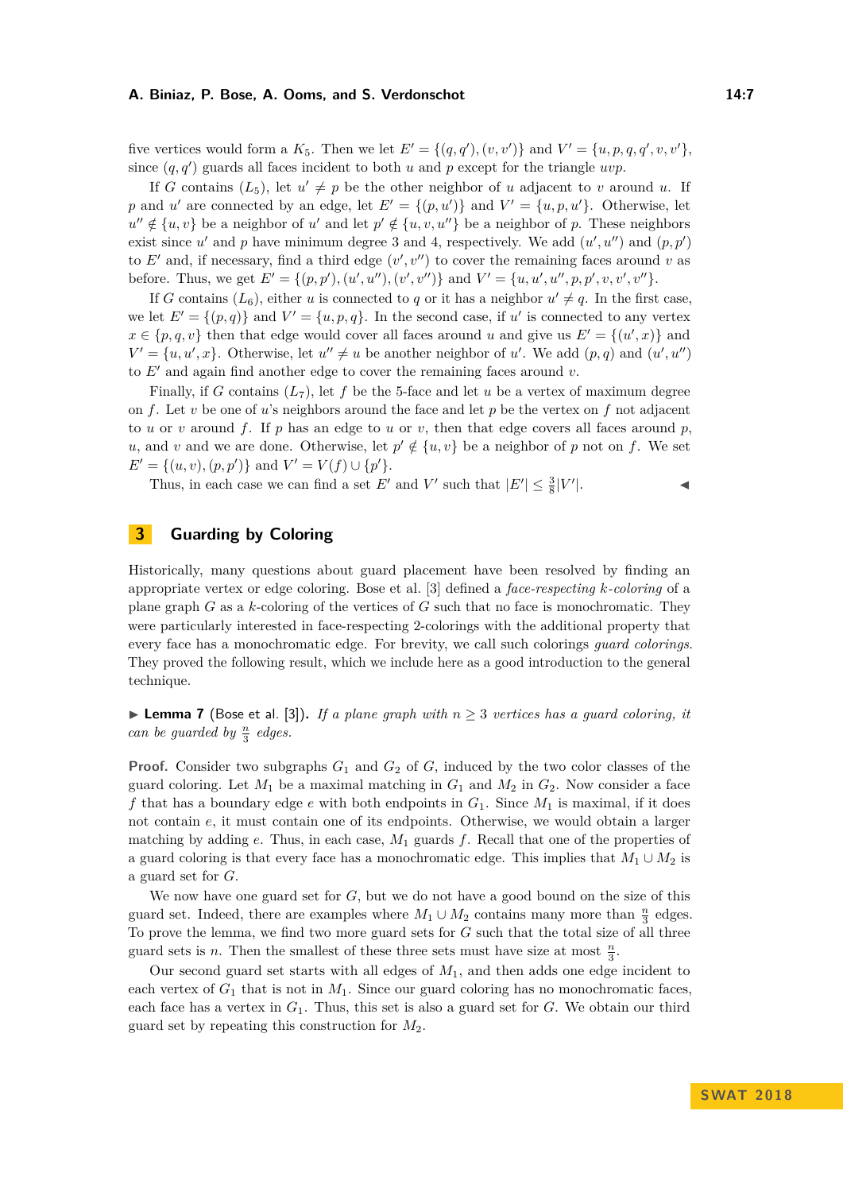five vertices would form a $K_5$. Then we let $E' = \{(q, q'), (v, v')\}$ and $V' = \{u, p, q, q', v, v'\}$, since $(q, q')$ guards all faces incident to both $u$ and $p$ except for the triangle $uvp$.

If $G$ contains $(L_5)$, let $u' \neq p$ be the other neighbor of $u$ adjacent to $v$ around $u$. If $p$ and $u'$ are connected by an edge, let $E' = \{(p, u')\}$ and $V' = \{u, p, u'\}$. Otherwise, let $u'' \notin \{u, v\}$ be a neighbor of $u'$ and let $p' \notin \{u, v, u''\}$ be a neighbor of $p$. These neighbors exist since $u'$ and $p$ have minimum degree 3 and 4, respectively. We add $(u', u'')$ and $(p, p')$ to $E'$ and, if necessary, find a third edge $(v', v'')$ to cover the remaining faces around $v$ as before. Thus, we get $E' = \{(p, p'), (u', u''), (v', v'')\}$ and $V' = \{u, u', u'', p, p', v, v', v''\}$.

If $G$ contains $(L_6)$, either $u$ is connected to $q$ or it has a neighbor $u' \neq q$. In the first case, we let $E' = \{(p, q)\}$ and $V' = \{u, p, q\}$. In the second case, if $u'$ is connected to any vertex $x \in \{p, q, v\}$ then that edge would cover all faces around $u$ and give us $E' = \{(u', x)\}$ and $V' = \{u, u', x\}$. Otherwise, let $u'' \neq u$ be another neighbor of $u'$. We add $(p, q)$ and $(u', u'')$ to $E'$ and again find another edge to cover the remaining faces around $v$.

Finally, if $G$ contains $(L_7)$, let $f$ be the 5-face and let $u$ be a vertex of maximum degree on $f$. Let $v$ be one of $u$'s neighbors around the face and let $p$ be the vertex on $f$ not adjacent to $u$ or $v$ around $f$. If $p$ has an edge to $u$ or $v$, then that edge covers all faces around $p$, $u$, and $v$ and we are done. Otherwise, let $p' \notin \{u, v\}$ be a neighbor of $p$ not on $f$. We set $E' = \{(u, v), (p, p')\}$ and $V' = V(f) \cup \{p'\}$.

Thus, in each case we can find a set $E'$ and $V'$ such that $|E'| \leq \frac{3}{8}|V'|$. ◀

## 3 Guarding by Coloring

Historically, many questions about guard placement have been resolved by finding an appropriate vertex or edge coloring. Bose et al. [3] defined a *face-respecting $k$-coloring* of a plane graph $G$ as a $k$-coloring of the vertices of $G$ such that no face is monochromatic. They were particularly interested in face-respecting 2-colorings with the additional property that every face has a monochromatic edge. For brevity, we call such colorings *guard colorings*. They proved the following result, which we include here as a good introduction to the general technique.

▶ **Lemma 7** (Bose et al. [3]). *If a plane graph with $n \geq 3$ vertices has a guard coloring, it can be guarded by $\frac{n}{3}$ edges.*

**Proof.** Consider two subgraphs $G_1$ and $G_2$ of $G$, induced by the two color classes of the guard coloring. Let $M_1$ be a maximal matching in $G_1$ and $M_2$ in $G_2$. Now consider a face $f$ that has a boundary edge $e$ with both endpoints in $G_1$. Since $M_1$ is maximal, if it does not contain $e$, it must contain one of its endpoints. Otherwise, we would obtain a larger matching by adding $e$. Thus, in each case, $M_1$ guards $f$. Recall that one of the properties of a guard coloring is that every face has a monochromatic edge. This implies that $M_1 \cup M_2$ is a guard set for $G$.

We now have one guard set for $G$, but we do not have a good bound on the size of this guard set. Indeed, there are examples where $M_1 \cup M_2$ contains many more than $\frac{n}{3}$ edges. To prove the lemma, we find two more guard sets for $G$ such that the total size of all three guard sets is $n$. Then the smallest of these three sets must have size at most $\frac{n}{3}$.

Our second guard set starts with all edges of $M_1$, and then adds one edge incident to each vertex of $G_1$ that is not in $M_1$. Since our guard coloring has no monochromatic faces, each face has a vertex in $G_1$. Thus, this set is also a guard set for $G$. We obtain our third guard set by repeating this construction for $M_2$.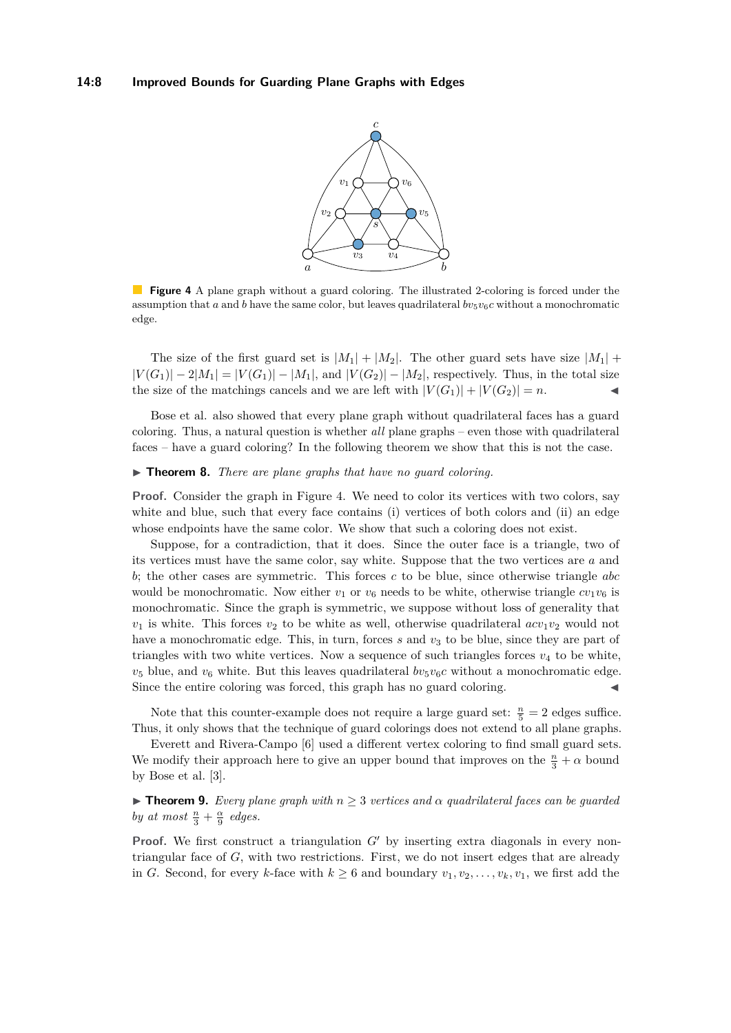**Figure 4** A plane graph without a guard coloring. The illustrated 2-coloring is forced under the assumption that $a$ and $b$ have the same color, but leaves quadrilateral $bv_5v_6c$ without a monochromatic edge.

The size of the first guard set is $|M_1| + |M_2|$. The other guard sets have size $|M_1| + |V(G_1)| - 2|M_1| = |V(G_1)| - |M_1|$, and $|V(G_2)| - |M_2|$, respectively. Thus, in the total size the size of the matchings cancels and we are left with $|V(G_1)| + |V(G_2)| = n$. ◀

Bose et al. also showed that every plane graph without quadrilateral faces has a guard coloring. Thus, a natural question is whether *all* plane graphs – even those with quadrilateral faces – have a guard coloring? In the following theorem we show that this is not the case.

▶ **Theorem 8.** *There are plane graphs that have no guard coloring.*

**Proof.** Consider the graph in Figure 4. We need to color its vertices with two colors, say white and blue, such that every face contains (i) vertices of both colors and (ii) an edge whose endpoints have the same color. We show that such a coloring does not exist.

Suppose, for a contradiction, that it does. Since the outer face is a triangle, two of its vertices must have the same color, say white. Suppose that the two vertices are $a$ and $b$; the other cases are symmetric. This forces $c$ to be blue, since otherwise triangle $abc$ would be monochromatic. Now either $v_1$ or $v_6$ needs to be white, otherwise triangle $cv_1v_6$ is monochromatic. Since the graph is symmetric, we suppose without loss of generality that $v_1$ is white. This forces $v_2$ to be white as well, otherwise quadrilateral $acv_1v_2$ would not have a monochromatic edge. This, in turn, forces $s$ and $v_3$ to be blue, since they are part of triangles with two white vertices. Now a sequence of such triangles forces $v_4$ to be white, $v_5$ blue, and $v_6$ white. But this leaves quadrilateral $bv_5v_6c$ without a monochromatic edge. Since the entire coloring was forced, this graph has no guard coloring. ◀

Note that this counter-example does not require a large guard set: $\frac{n}{5} = 2$ edges suffice. Thus, it only shows that the technique of guard colorings does not extend to all plane graphs.

Everett and Rivera-Campo [6] used a different vertex coloring to find small guard sets. We modify their approach here to give an upper bound that improves on the $\frac{n}{3} + \alpha$ bound by Bose et al. [3].

▶ **Theorem 9.** *Every plane graph with $n \geq 3$ vertices and $\alpha$ quadrilateral faces can be guarded by at most $\frac{n}{3} + \frac{\alpha}{9}$ edges.*

**Proof.** We first construct a triangulation $G'$ by inserting extra diagonals in every non-triangular face of $G$, with two restrictions. First, we do not insert edges that are already in $G$. Second, for every $k$-face with $k \geq 6$ and boundary $v_1, v_2, \ldots, v_k, v_1$, we first add the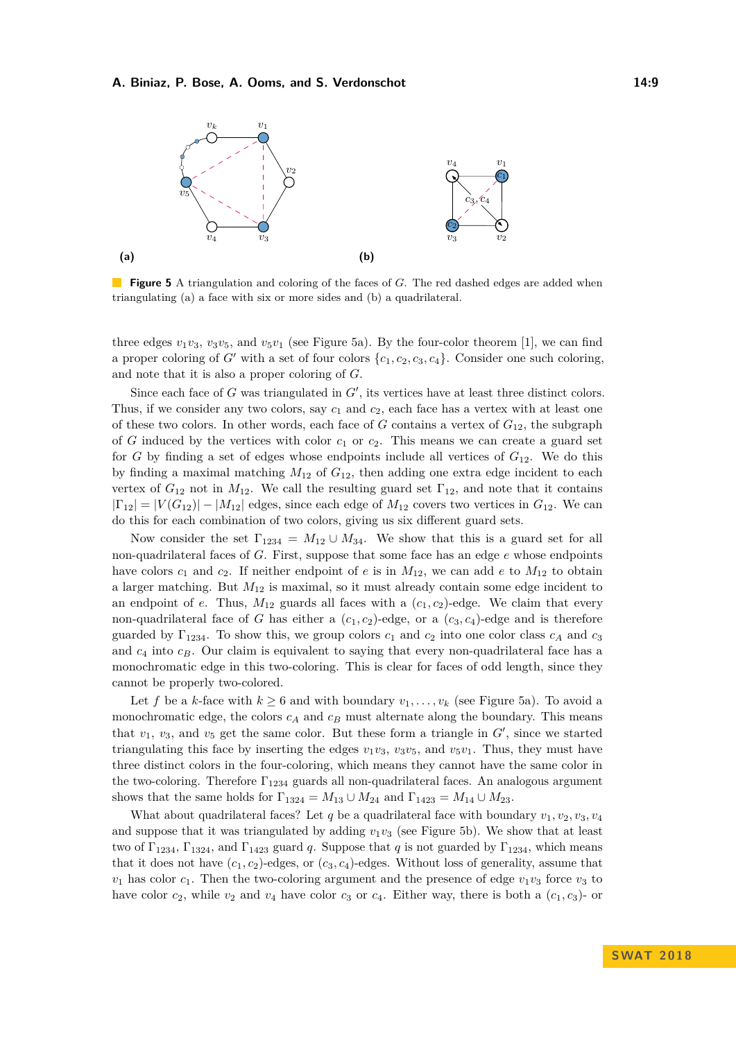**Figure 5** A triangulation and coloring of the faces of $G$. The red dashed edges are added when triangulating (a) a face with six or more sides and (b) a quadrilateral.

three edges $v_1v_3$, $v_3v_5$, and $v_5v_1$ (see Figure 5a). By the four-color theorem [1], we can find a proper coloring of $G'$ with a set of four colors $\{c_1, c_2, c_3, c_4\}$. Consider one such coloring, and note that it is also a proper coloring of $G$.

Since each face of $G$ was triangulated in $G'$, its vertices have at least three distinct colors. Thus, if we consider any two colors, say $c_1$ and $c_2$, each face has a vertex with at least one of these two colors. In other words, each face of $G$ contains a vertex of $G_{12}$, the subgraph of $G$ induced by the vertices with color $c_1$ or $c_2$. This means we can create a guard set for $G$ by finding a set of edges whose endpoints include all vertices of $G_{12}$. We do this by finding a maximal matching $M_{12}$ of $G_{12}$, then adding one extra edge incident to each vertex of $G_{12}$ not in $M_{12}$. We call the resulting guard set $\Gamma_{12}$, and note that it contains $|\Gamma_{12}| = |V(G_{12})| - |M_{12}|$ edges, since each edge of $M_{12}$ covers two vertices in $G_{12}$. We can do this for each combination of two colors, giving us six different guard sets.

Now consider the set $\Gamma_{1234} = M_{12} \cup M_{34}$. We show that this is a guard set for all non-quadrilateral faces of $G$. First, suppose that some face has an edge $e$ whose endpoints have colors $c_1$ and $c_2$. If neither endpoint of $e$ is in $M_{12}$, we can add $e$ to $M_{12}$ to obtain a larger matching. But $M_{12}$ is maximal, so it must already contain some edge incident to an endpoint of $e$. Thus, $M_{12}$ guards all faces with a $(c_1, c_2)$-edge. We claim that every non-quadrilateral face of $G$ has either a $(c_1, c_2)$-edge, or a $(c_3, c_4)$-edge and is therefore guarded by $\Gamma_{1234}$. To show this, we group colors $c_1$ and $c_2$ into one color class $c_A$ and $c_3$ and $c_4$ into $c_B$. Our claim is equivalent to saying that every non-quadrilateral face has a monochromatic edge in this two-coloring. This is clear for faces of odd length, since they cannot be properly two-colored.

Let $f$ be a $k$-face with $k \geq 6$ and with boundary $v_1, \ldots, v_k$ (see Figure 5a). To avoid a monochromatic edge, the colors $c_A$ and $c_B$ must alternate along the boundary. This means that $v_1$, $v_3$, and $v_5$ get the same color. But these form a triangle in $G'$, since we started triangulating this face by inserting the edges $v_1v_3$, $v_3v_5$, and $v_5v_1$. Thus, they must have three distinct colors in the four-coloring, which means they cannot have the same color in the two-coloring. Therefore $\Gamma_{1234}$ guards all non-quadrilateral faces. An analogous argument shows that the same holds for $\Gamma_{1324} = M_{13} \cup M_{24}$ and $\Gamma_{1423} = M_{14} \cup M_{23}$.

What about quadrilateral faces? Let $q$ be a quadrilateral face with boundary $v_1, v_2, v_3, v_4$ and suppose that it was triangulated by adding $v_1v_3$ (see Figure 5b). We show that at least two of $\Gamma_{1234}$, $\Gamma_{1324}$, and $\Gamma_{1423}$ guard $q$. Suppose that $q$ is not guarded by $\Gamma_{1234}$, which means that it does not have $(c_1, c_2)$-edges, or $(c_3, c_4)$-edges. Without loss of generality, assume that $v_1$ has color $c_1$. Then the two-coloring argument and the presence of edge $v_1v_3$ force $v_3$ to have color $c_2$, while $v_2$ and $v_4$ have color $c_3$ or $c_4$. Either way, there is both a $(c_1, c_3)$- or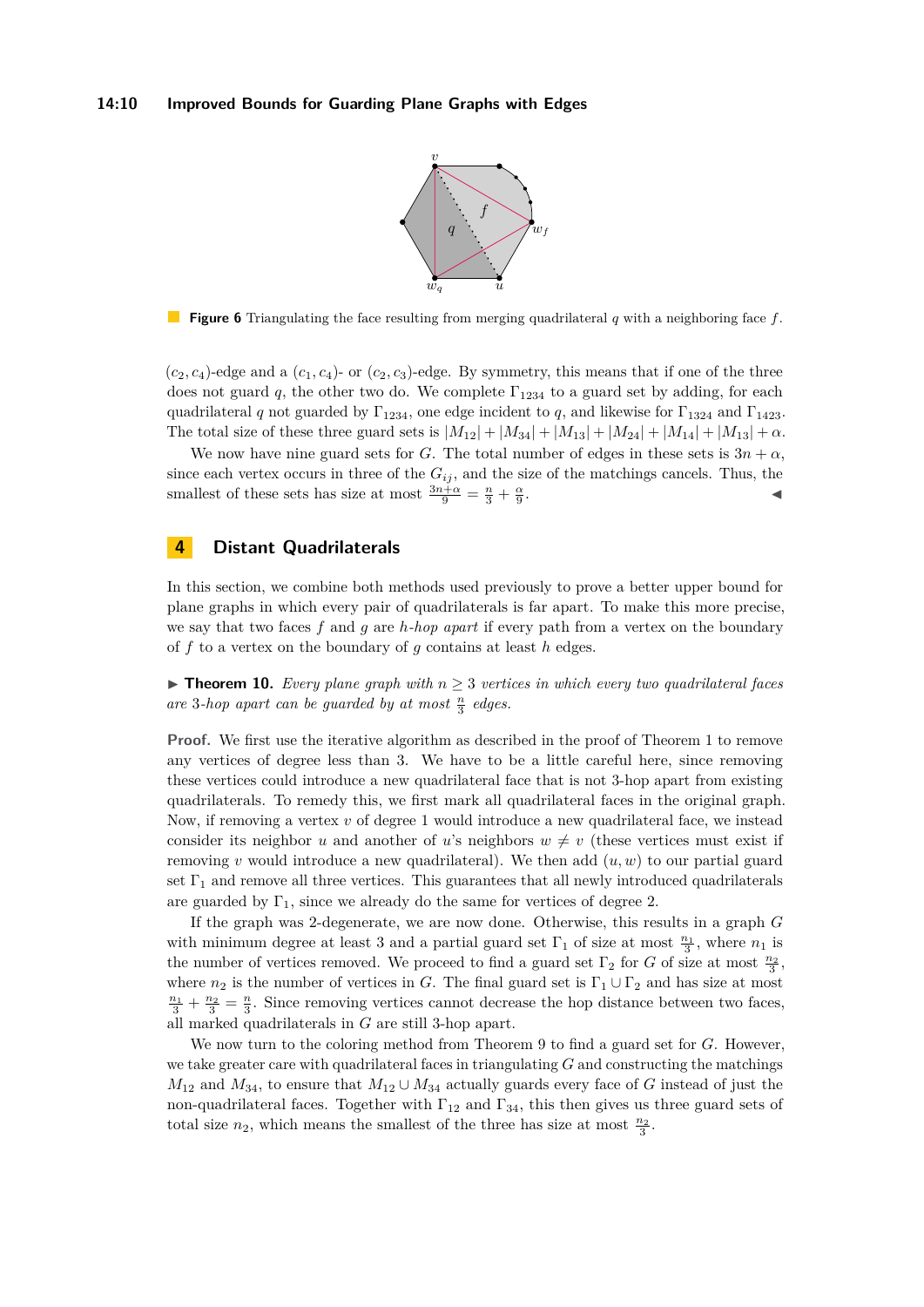**Figure 6** Triangulating the face resulting from merging quadrilateral $q$ with a neighboring face $f$.

$(c_2, c_4)$-edge and a $(c_1, c_4)$- or $(c_2, c_3)$-edge. By symmetry, this means that if one of the three does not guard $q$, the other two do. We complete $\Gamma_{1234}$ to a guard set by adding, for each quadrilateral $q$ not guarded by $\Gamma_{1234}$, one edge incident to $q$, and likewise for $\Gamma_{1324}$ and $\Gamma_{1423}$. The total size of these three guard sets is $|M_{12}| + |M_{34}| + |M_{13}| + |M_{24}| + |M_{14}| + |M_{13}| + \alpha$.

We now have nine guard sets for $G$. The total number of edges in these sets is $3n + \alpha$, since each vertex occurs in three of the $G_{ij}$, and the size of the matchings cancels. Thus, the smallest of these sets has size at most $\frac{3n+\alpha}{9} = \frac{n}{3} + \frac{\alpha}{9}$. ◀

## 4 Distant Quadrilaterals

In this section, we combine both methods used previously to prove a better upper bound for plane graphs in which every pair of quadrilaterals is far apart. To make this more precise, we say that two faces $f$ and $g$ are *$h$-hop apart* if every path from a vertex on the boundary of $f$ to a vertex on the boundary of $g$ contains at least $h$ edges.

▶ **Theorem 10.** *Every plane graph with $n \geq 3$ vertices in which every two quadrilateral faces are 3-hop apart can be guarded by at most $\frac{n}{3}$ edges.*

**Proof.** We first use the iterative algorithm as described in the proof of Theorem 1 to remove any vertices of degree less than 3. We have to be a little careful here, since removing these vertices could introduce a new quadrilateral face that is not 3-hop apart from existing quadrilaterals. To remedy this, we first mark all quadrilateral faces in the original graph. Now, if removing a vertex $v$ of degree 1 would introduce a new quadrilateral face, we instead consider its neighbor $u$ and another of $u$'s neighbors $w \neq v$ (these vertices must exist if removing $v$ would introduce a new quadrilateral). We then add $(u, w)$ to our partial guard set $\Gamma_1$ and remove all three vertices. This guarantees that all newly introduced quadrilaterals are guarded by $\Gamma_1$, since we already do the same for vertices of degree 2.

If the graph was 2-degenerate, we are now done. Otherwise, this results in a graph $G$ with minimum degree at least 3 and a partial guard set $\Gamma_1$ of size at most $\frac{n_1}{3}$, where $n_1$ is the number of vertices removed. We proceed to find a guard set $\Gamma_2$ for $G$ of size at most $\frac{n_2}{3}$, where $n_2$ is the number of vertices in $G$. The final guard set is $\Gamma_1 \cup \Gamma_2$ and has size at most $\frac{n_1}{3} + \frac{n_2}{3} = \frac{n}{3}$. Since removing vertices cannot decrease the hop distance between two faces, all marked quadrilaterals in $G$ are still 3-hop apart.

We now turn to the coloring method from Theorem 9 to find a guard set for $G$. However, we take greater care with quadrilateral faces in triangulating $G$ and constructing the matchings $M_{12}$ and $M_{34}$, to ensure that $M_{12} \cup M_{34}$ actually guards every face of $G$ instead of just the non-quadrilateral faces. Together with $\Gamma_{12}$ and $\Gamma_{34}$, this then gives us three guard sets of total size $n_2$, which means the smallest of the three has size at most $\frac{n_2}{3}$.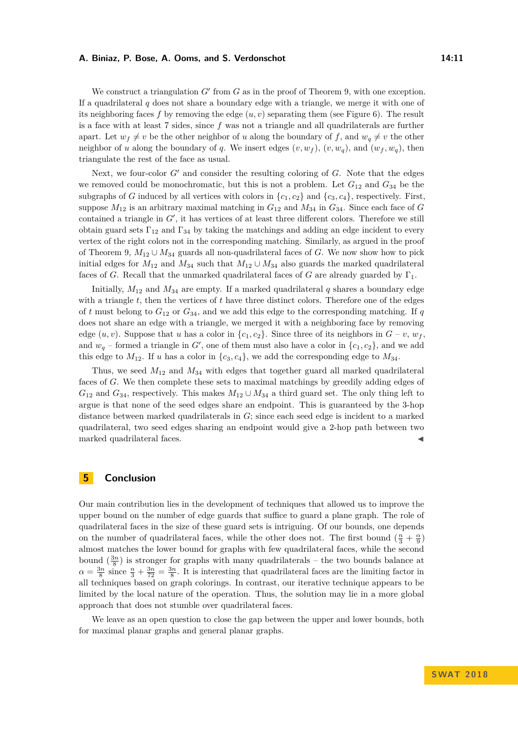We construct a triangulation $G'$ from $G$ as in the proof of Theorem 9, with one exception. If a quadrilateral $q$ does not share a boundary edge with a triangle, we merge it with one of its neighboring faces $f$ by removing the edge $(u, v)$ separating them (see Figure 6). The result is a face with at least 7 sides, since $f$ was not a triangle and all quadrilaterals are further apart. Let $w_f \neq v$ be the other neighbor of $u$ along the boundary of $f$, and $w_q \neq v$ the other neighbor of $u$ along the boundary of $q$. We insert edges $(v, w_f)$, $(v, w_q)$, and $(w_f, w_q)$, then triangulate the rest of the face as usual.

Next, we four-color $G'$ and consider the resulting coloring of $G$. Note that the edges we removed could be monochromatic, but this is not a problem. Let $G_{12}$ and $G_{34}$ be the subgraphs of $G$ induced by all vertices with colors in $\{c_1, c_2\}$ and $\{c_3, c_4\}$, respectively. First, suppose $M_{12}$ is an arbitrary maximal matching in $G_{12}$ and $M_{34}$ in $G_{34}$. Since each face of $G$ contained a triangle in $G'$, it has vertices of at least three different colors. Therefore we still obtain guard sets $\Gamma_{12}$ and $\Gamma_{34}$ by taking the matchings and adding an edge incident to every vertex of the right colors not in the corresponding matching. Similarly, as argued in the proof of Theorem 9, $M_{12} \cup M_{34}$ guards all non-quadrilateral faces of $G$. We now show how to pick initial edges for $M_{12}$ and $M_{34}$ such that $M_{12} \cup M_{34}$ also guards the marked quadrilateral faces of $G$. Recall that the unmarked quadrilateral faces of $G$ are already guarded by $\Gamma_1$.

Initially, $M_{12}$ and $M_{34}$ are empty. If a marked quadrilateral $q$ shares a boundary edge with a triangle $t$, then the vertices of $t$ have three distinct colors. Therefore one of the edges of $t$ must belong to $G_{12}$ or $G_{34}$, and we add this edge to the corresponding matching. If $q$ does not share an edge with a triangle, we merged it with a neighboring face by removing edge $(u, v)$. Suppose that $u$ has a color in $\{c_1, c_2\}$. Since three of its neighbors in $G'$ – $v$, $w_f$, and $w_q$ – formed a triangle in $G'$, one of them must also have a color in $\{c_1, c_2\}$, and we add this edge to $M_{12}$. If $u$ has a color in $\{c_3, c_4\}$, we add the corresponding edge to $M_{34}$.

Thus, we seed $M_{12}$ and $M_{34}$ with edges that together guard all marked quadrilateral faces of $G$. We then complete these sets to maximal matchings by greedily adding edges of $G_{12}$ and $G_{34}$, respectively. This makes $M_{12} \cup M_{34}$ a third guard set. The only thing left to argue is that none of the seed edges share an endpoint. This is guaranteed by the 3-hop distance between marked quadrilaterals in $G$; since each seed edge is incident to a marked quadrilateral, two seed edges sharing an endpoint would give a 2-hop path between two marked quadrilateral faces. ◀

# 5 Conclusion

Our main contribution lies in the development of techniques that allowed us to improve the upper bound on the number of edge guards that suffice to guard a plane graph. The role of quadrilateral faces in the size of these guard sets is intriguing. Of our bounds, one depends on the number of quadrilateral faces, while the other does not. The first bound ($\frac{n}{3} + \frac{\alpha}{9}$) almost matches the lower bound for graphs with few quadrilateral faces, while the second bound ($\frac{3n}{8}$) is stronger for graphs with many quadrilaterals – the two bounds balance at $\alpha = \frac{3n}{8}$ since $\frac{n}{3} + \frac{3n}{72} = \frac{3n}{8}$. It is interesting that quadrilateral faces are the limiting factor in all techniques based on graph colorings. In contrast, our iterative technique appears to be limited by the local nature of the operation. Thus, the solution may lie in a more global approach that does not stumble over quadrilateral faces.

We leave as an open question to close the gap between the upper and lower bounds, both for maximal planar graphs and general planar graphs.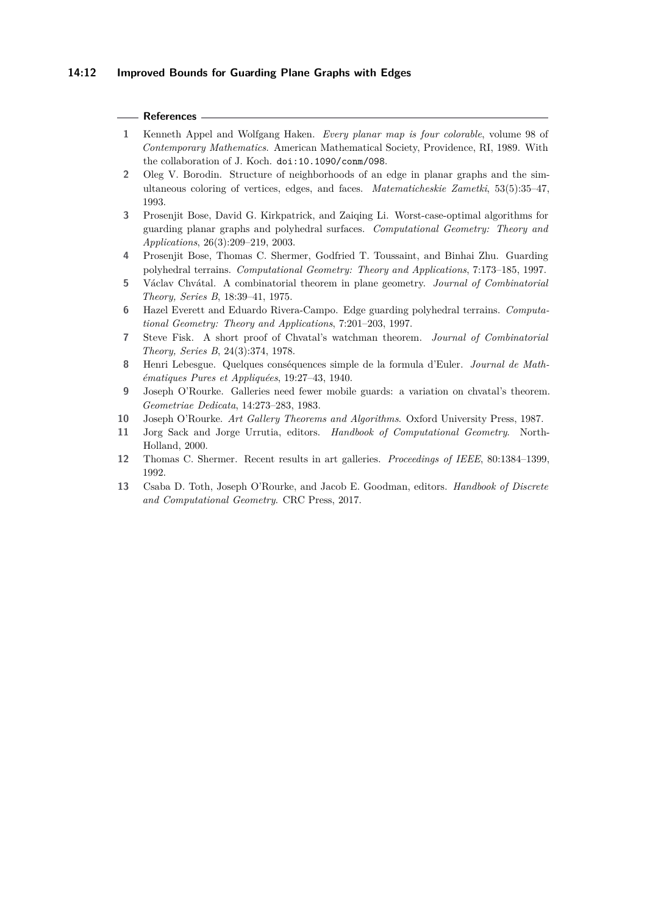## References

1. Kenneth Appel and Wolfgang Haken. *Every planar map is four colorable*, volume 98 of *Contemporary Mathematics*. American Mathematical Society, Providence, RI, 1989. With the collaboration of J. Koch. doi:10.1090/conm/098.
2. Oleg V. Borodin. Structure of neighborhoods of an edge in planar graphs and the simultaneous coloring of vertices, edges, and faces. *Matematicheskie Zametki*, 53(5):35–47, 1993.
3. Prosenjit Bose, David G. Kirkpatrick, and Zaiqing Li. Worst-case-optimal algorithms for guarding planar graphs and polyhedral surfaces. *Computational Geometry: Theory and Applications*, 26(3):209–219, 2003.
4. Prosenjit Bose, Thomas C. Shermer, Godfried T. Toussaint, and Binhai Zhu. Guarding polyhedral terrains. *Computational Geometry: Theory and Applications*, 7:173–185, 1997.
5. Václav Chvátal. A combinatorial theorem in plane geometry. *Journal of Combinatorial Theory, Series B*, 18:39–41, 1975.
6. Hazel Everett and Eduardo Rivera-Campo. Edge guarding polyhedral terrains. *Computational Geometry: Theory and Applications*, 7:201–203, 1997.
7. Steve Fisk. A short proof of Chvatal's watchman theorem. *Journal of Combinatorial Theory, Series B*, 24(3):374, 1978.
8. Henri Lebesgue. Quelques conséquences simple de la formula d'Euler. *Journal de Mathématiques Pures et Appliquées*, 19:27–43, 1940.
9. Joseph O'Rourke. Galleries need fewer mobile guards: a variation on chvatal's theorem. *Geometriae Dedicata*, 14:273–283, 1983.
10. Joseph O'Rourke. *Art Gallery Theorems and Algorithms*. Oxford University Press, 1987.
11. Jorg Sack and Jorge Urrutia, editors. *Handbook of Computational Geometry*. North-Holland, 2000.
12. Thomas C. Shermer. Recent results in art galleries. *Proceedings of IEEE*, 80:1384–1399, 1992.
13. Csaba D. Toth, Joseph O'Rourke, and Jacob E. Goodman, editors. *Handbook of Discrete and Computational Geometry*. CRC Press, 2017.